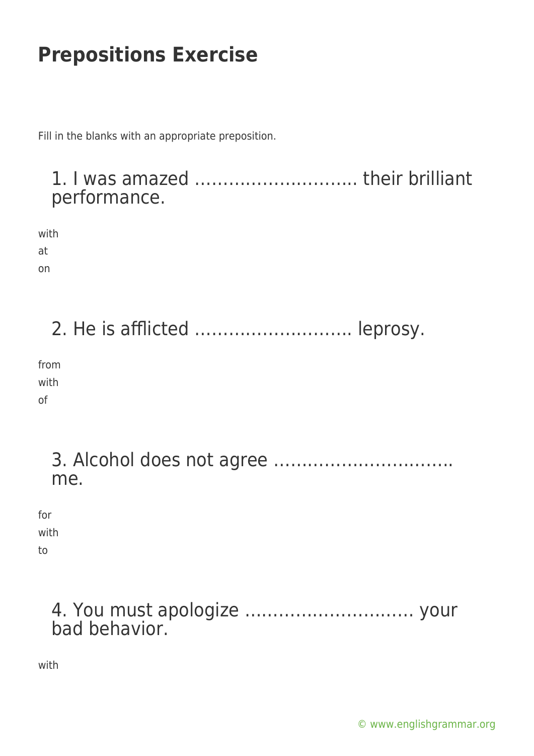# Prepositions Exercise

Fill in the blanks with an appropriate preposition.

## 1. I was amazed ……………………….. their brilliant performance.

with
at
on

## 2. He is afflicted ………………………. leprosy.

from
with
of

## 3. Alcohol does not agree …………………………. me.

for
with
to

## 4. You must apologize ………………………… your bad behavior.

with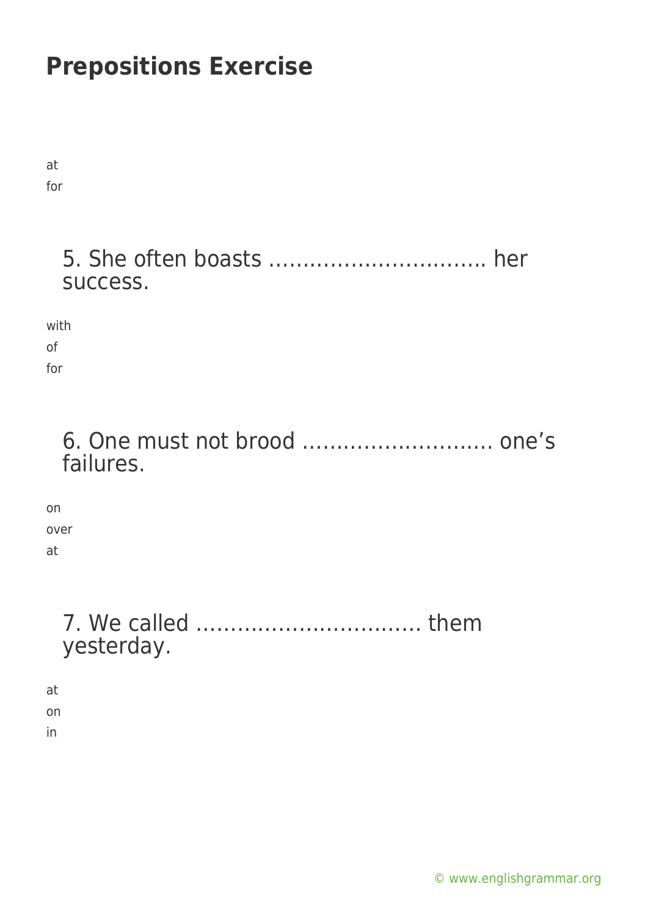# Prepositions Exercise

at
for

5. She often boasts …………………………. her success.

with
of
for

6. One must not brood ………………………. one's failures.

on
over
at

7. We called ………………………….. them yesterday.

at
on
in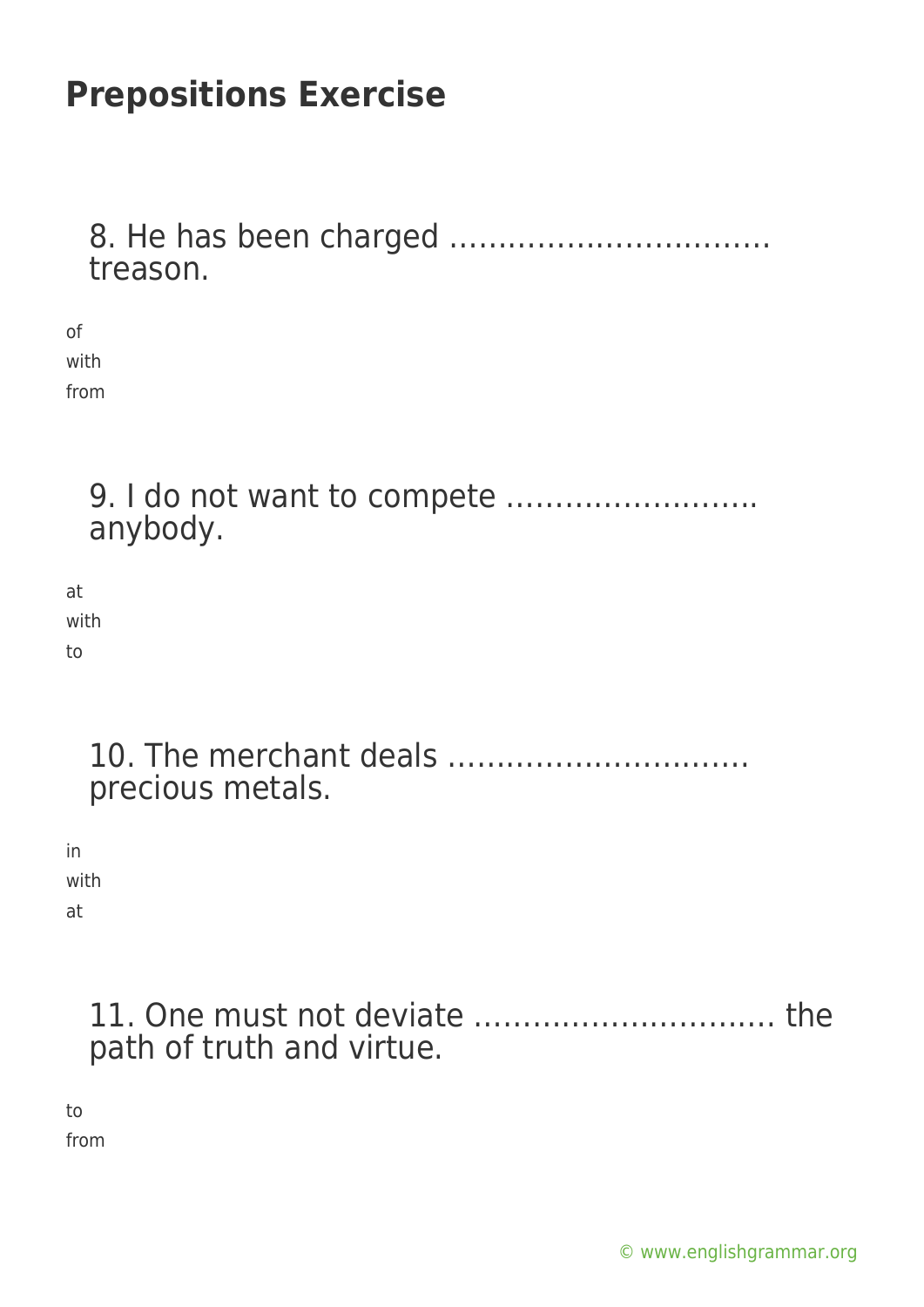# Prepositions Exercise

8. He has been charged ………………………….. treason.

of
with
from

9. I do not want to compete …………………….. anybody.

at
with
to

10. The merchant deals …………………………. precious metals.

in
with
at

11. One must not deviate …………………………. the path of truth and virtue.

to
from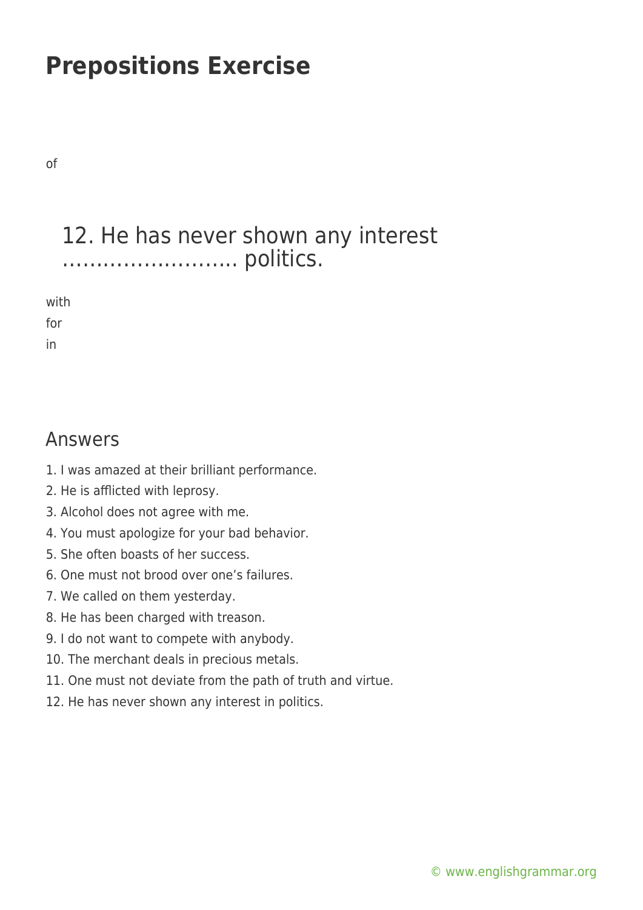# Prepositions Exercise

of

## 12. He has never shown any interest …………………….. politics.

with

for

in

## Answers

1. I was amazed at their brilliant performance.
2. He is afflicted with leprosy.
3. Alcohol does not agree with me.
4. You must apologize for your bad behavior.
5. She often boasts of her success.
6. One must not brood over one's failures.
7. We called on them yesterday.
8. He has been charged with treason.
9. I do not want to compete with anybody.
10. The merchant deals in precious metals.
11. One must not deviate from the path of truth and virtue.
12. He has never shown any interest in politics.

© www.englishgrammar.org